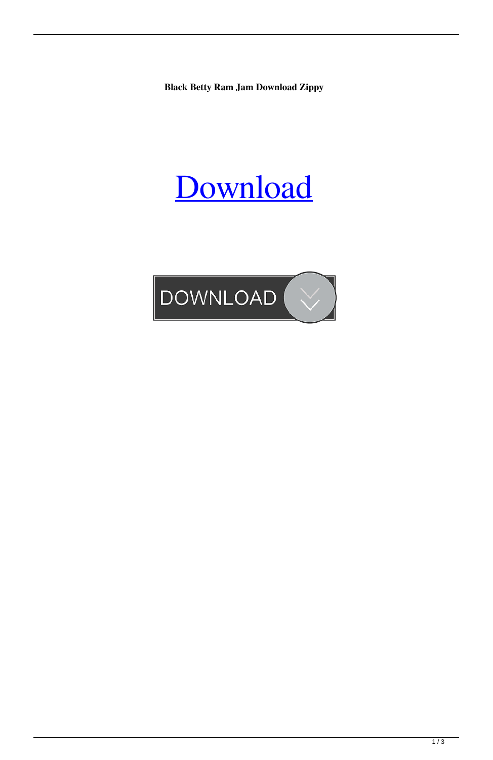**Black Betty Ram Jam Download Zippy**

Download

DOWNLOAD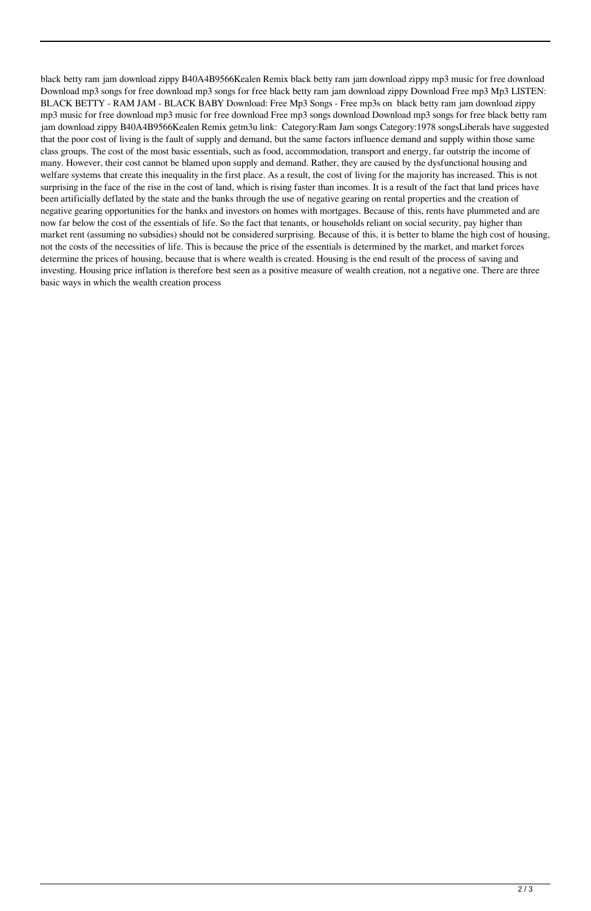black betty ram jam download zippy B40A4B9566Kealen Remix black betty ram jam download zippy mp3 music for free download Download mp3 songs for free download mp3 songs for free black betty ram jam download zippy Download Free mp3 Mp3 LISTEN: BLACK BETTY - RAM JAM - BLACK BABY Download: Free Mp3 Songs - Free mp3s on black betty ram jam download zippy mp3 music for free download mp3 music for free download Free mp3 songs download Download mp3 songs for free black betty ram jam download zippy B40A4B9566Kealen Remix getm3u link: Category:Ram Jam songs Category:1978 songsLiberals have suggested that the poor cost of living is the fault of supply and demand, but the same factors influence demand and supply within those same class groups. The cost of the most basic essentials, such as food, accommodation, transport and energy, far outstrip the income of many. However, their cost cannot be blamed upon supply and demand. Rather, they are caused by the dysfunctional housing and welfare systems that create this inequality in the first place. As a result, the cost of living for the majority has increased. This is not surprising in the face of the rise in the cost of land, which is rising faster than incomes. It is a result of the fact that land prices have been artificially deflated by the state and the banks through the use of negative gearing on rental properties and the creation of negative gearing opportunities for the banks and investors on homes with mortgages. Because of this, rents have plummeted and are now far below the cost of the essentials of life. So the fact that tenants, or households reliant on social security, pay higher than market rent (assuming no subsidies) should not be considered surprising. Because of this, it is better to blame the high cost of housing, not the costs of the necessities of life. This is because the price of the essentials is determined by the market, and market forces determine the prices of housing, because that is where wealth is created. Housing is the end result of the process of saving and investing. Housing price inflation is therefore best seen as a positive measure of wealth creation, not a negative one. There are three basic ways in which the wealth creation process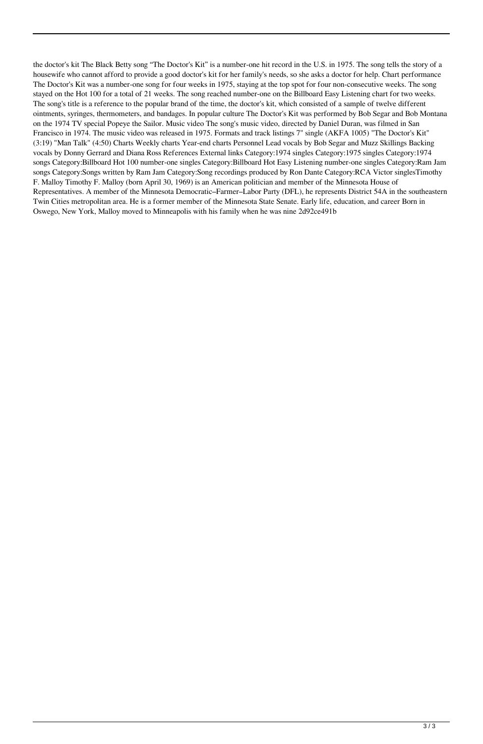the doctor's kit The Black Betty song “The Doctor's Kit” is a number-one hit record in the U.S. in 1975. The song tells the story of a housewife who cannot afford to provide a good doctor's kit for her family's needs, so she asks a doctor for help. Chart performance The Doctor's Kit was a number-one song for four weeks in 1975, staying at the top spot for four non-consecutive weeks. The song stayed on the Hot 100 for a total of 21 weeks. The song reached number-one on the Billboard Easy Listening chart for two weeks. The song's title is a reference to the popular brand of the time, the doctor's kit, which consisted of a sample of twelve different ointments, syringes, thermometers, and bandages. In popular culture The Doctor's Kit was performed by Bob Segar and Bob Montana on the 1974 TV special Popeye the Sailor. Music video The song's music video, directed by Daniel Duran, was filmed in San Francisco in 1974. The music video was released in 1975. Formats and track listings 7" single (AKFA 1005) "The Doctor's Kit" (3:19) "Man Talk" (4:50) Charts Weekly charts Year-end charts Personnel Lead vocals by Bob Segar and Muzz Skillings Backing vocals by Donny Gerrard and Diana Ross References External links Category:1974 singles Category:1975 singles Category:1974 songs Category:Billboard Hot 100 number-one singles Category:Billboard Hot Easy Listening number-one singles Category:Ram Jam songs Category:Songs written by Ram Jam Category:Song recordings produced by Ron Dante Category:RCA Victor singlesTimothy F. Malloy Timothy F. Malloy (born April 30, 1969) is an American politician and member of the Minnesota House of Representatives. A member of the Minnesota Democratic–Farmer–Labor Party (DFL), he represents District 54A in the southeastern Twin Cities metropolitan area. He is a former member of the Minnesota State Senate. Early life, education, and career Born in Oswego, New York, Malloy moved to Minneapolis with his family when he was nine 2d92ce491b